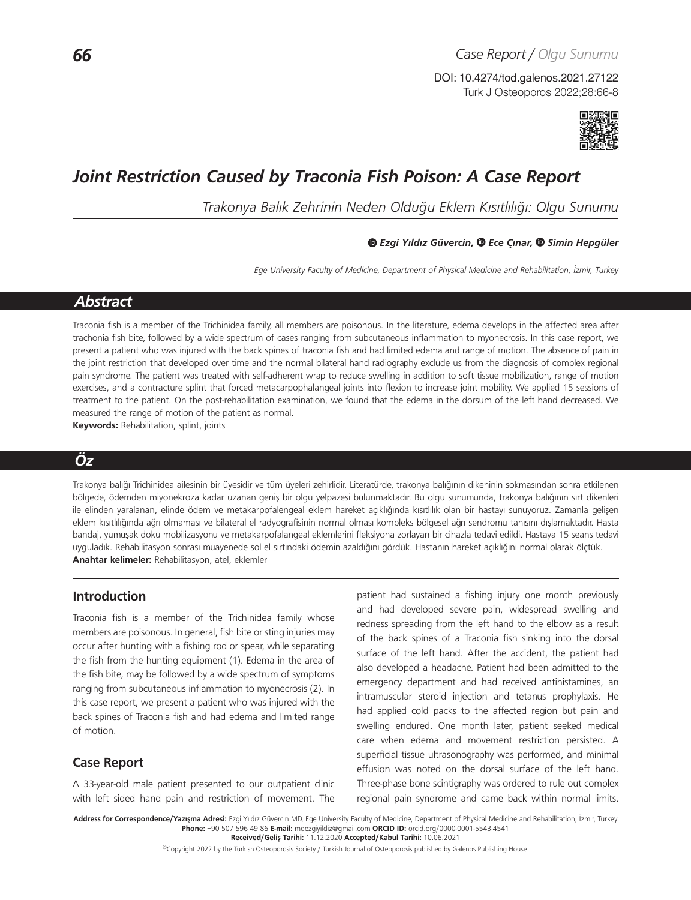Case Report / Olgu Sunumu

DOI: 10.4274/tod.galenos.2021.27122

# Joint Restriction Caused by Traconia Fish Poison: A Case Report

*Trakonya Balık Zehrinin Neden Olduğu Eklem Kısıtlılığı: Olgu Sunumu*

**Ezgi Yıldız Güvercin, Ece Çınar, Simin Hepgüler**

*Ege University Faculty of Medicine, Department of Physical Medicine and Rehabilitation, İzmir, Turkey*

## Abstract

Traconia fish is a member of the Trichinidea family, all members are poisonous. In the literature, edema develops in the affected area after trachonia fish bite, followed by a wide spectrum of cases ranging from subcutaneous inflammation to myonecrosis. In this case report, we present a patient who was injured with the back spines of traconia fish and had limited edema and range of motion. The absence of pain in the joint restriction that developed over time and the normal bilateral hand radiography exclude us from the diagnosis of complex regional pain syndrome. The patient was treated with self-adherent wrap to reduce swelling in addition to soft tissue mobilization, range of motion exercises, and a contracture splint that forced metacarpophalangeal joints into flexion to increase joint mobility. We applied 15 sessions of treatment to the patient. On the post-rehabilitation examination, we found that the edema in the dorsum of the left hand decreased. We measured the range of motion of the patient as normal.

**Keywords:** Rehabilitation, splint, joints

## Öz

Trakonya balığı Trichinidea ailesinin bir üyesidir ve tüm üyeleri zehirlidir. Literatürde, trakonya balığının dikeninin sokmasından sonra etkilenen bölgede, ödemden miyonekroza kadar uzanan geniş bir olgu yelpazesi bulunmaktadır. Bu olgu sunumunda, trakonya balığının sırt dikenleri ile elinden yaralanan, elinde ödem ve metakarpofalengeal eklem hareket açıklığında kısıtlılık olan bir hastayı sunuyoruz. Zamanla gelişen eklem kısıtlılığında ağrı olmaması ve bilateral el radyografisinin normal olması kompleks bölgesel ağrı sendromu tanısını dışlamaktadır. Hasta bandaj, yumuşak doku mobilizasyonu ve metakarpofalangeal eklemlerini fleksiyona zorlayan bir cihazla tedavi edildi. Hastaya 15 seans tedavi uyguladık. Rehabilitasyon sonrası muayenede sol el sırtındaki ödemin azaldığını gördük. Hastanın hareket açıklığını normal olarak ölçtük.

**Anahtar kelimeler:** Rehabilitasyon, atel, eklemler

## Introduction

Traconia fish is a member of the Trichinidea family whose members are poisonous. In general, fish bite or sting injuries may occur after hunting with a fishing rod or spear, while separating the fish from the hunting equipment (1). Edema in the area of the fish bite, may be followed by a wide spectrum of symptoms ranging from subcutaneous inflammation to myonecrosis (2). In this case report, we present a patient who was injured with the back spines of Traconia fish and had edema and limited range of motion.

## Case Report

A 33-year-old male patient presented to our outpatient clinic with left sided hand pain and restriction of movement. The patient had sustained a fishing injury one month previously and had developed severe pain, widespread swelling and redness spreading from the left hand to the elbow as a result of the back spines of a Traconia fish sinking into the dorsal surface of the left hand. After the accident, the patient had also developed a headache. Patient had been admitted to the emergency department and had received antihistamines, an intramuscular steroid injection and tetanus prophylaxis. He had applied cold packs to the affected region but pain and swelling endured. One month later, patient seeked medical care when edema and movement restriction persisted. A superficial tissue ultrasonography was performed, and minimal effusion was noted on the dorsal surface of the left hand. Three-phase bone scintigraphy was ordered to rule out complex regional pain syndrome and came back within normal limits.

**Address for Correspondence/Yazışma Adresi:** Ezgi Yıldız Güvercin MD, Ege University Faculty of Medicine, Department of Physical Medicine and Rehabilitation, İzmir, Turkey
**Phone:** +90 507 596 49 86 **E-mail:** mdezgiyildiz@gmail.com **ORCID ID:** orcid.org/0000-0001-5543-4541
**Received/Geliş Tarihi:** 11.12.2020 **Accepted/Kabul Tarihi:** 10.06.2021

©Copyright 2022 by the Turkish Osteoporosis Society / Turkish Journal of Osteoporosis published by Galenos Publishing House.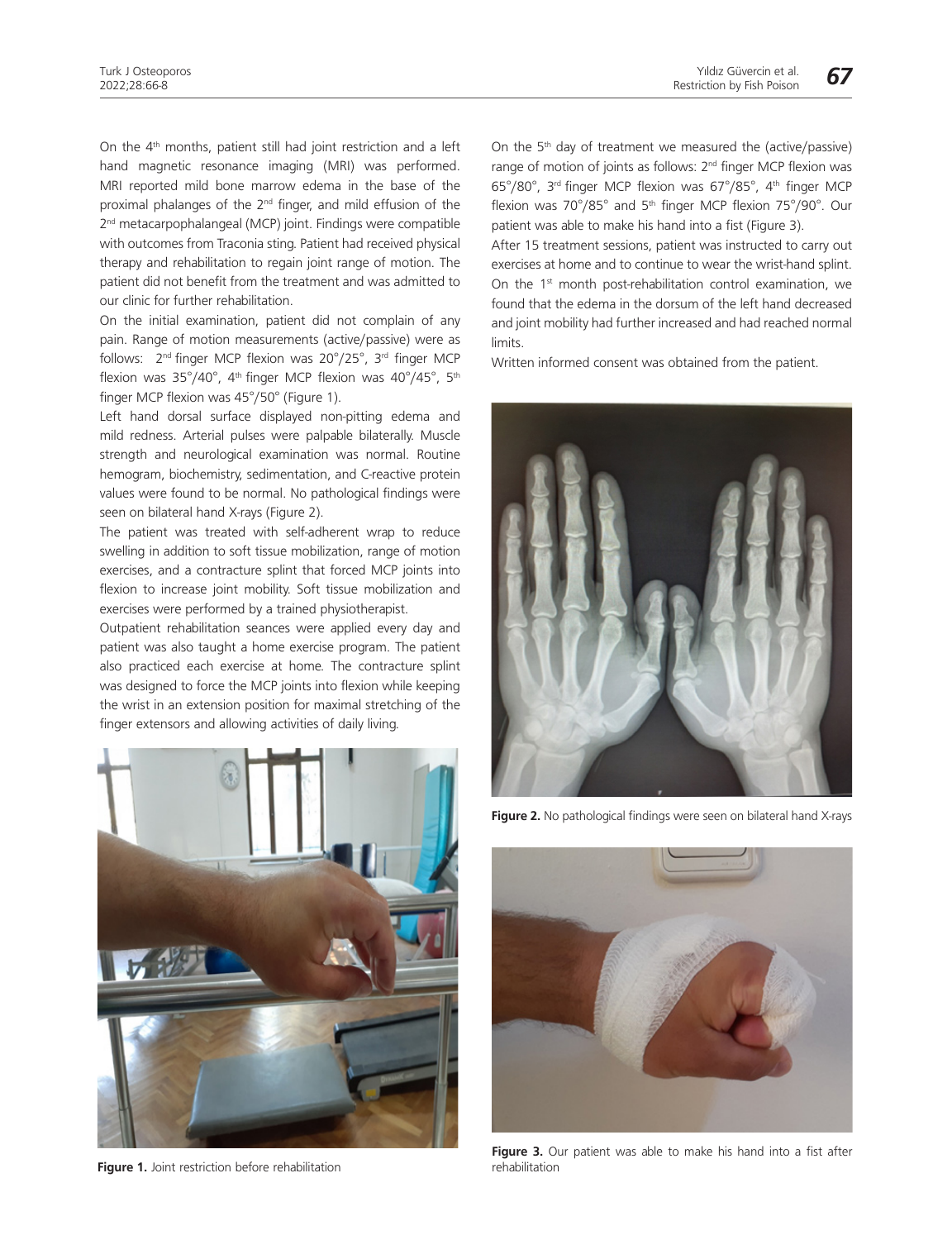On the 4th months, patient still had joint restriction and a left hand magnetic resonance imaging (MRI) was performed. MRI reported mild bone marrow edema in the base of the proximal phalanges of the 2nd finger, and mild effusion of the 2nd metacarpophalangeal (MCP) joint. Findings were compatible with outcomes from Traconia sting. Patient had received physical therapy and rehabilitation to regain joint range of motion. The patient did not benefit from the treatment and was admitted to our clinic for further rehabilitation.

On the initial examination, patient did not complain of any pain. Range of motion measurements (active/passive) were as follows: 2nd finger MCP flexion was 20°/25°, 3rd finger MCP flexion was 35°/40°, 4th finger MCP flexion was 40°/45°, 5th finger MCP flexion was 45°/50° (Figure 1).

Left hand dorsal surface displayed non-pitting edema and mild redness. Arterial pulses were palpable bilaterally. Muscle strength and neurological examination was normal. Routine hemogram, biochemistry, sedimentation, and C-reactive protein values were found to be normal. No pathological findings were seen on bilateral hand X-rays (Figure 2).

The patient was treated with self-adherent wrap to reduce swelling in addition to soft tissue mobilization, range of motion exercises, and a contracture splint that forced MCP joints into flexion to increase joint mobility. Soft tissue mobilization and exercises were performed by a trained physiotherapist.

Outpatient rehabilitation seances were applied every day and patient was also taught a home exercise program. The patient also practiced each exercise at home. The contracture splint was designed to force the MCP joints into flexion while keeping the wrist in an extension position for maximal stretching of the finger extensors and allowing activities of daily living.

**Figure 1.** Joint restriction before rehabilitation

On the 5th day of treatment we measured the (active/passive) range of motion of joints as follows: 2nd finger MCP flexion was 65°/80°, 3rd finger MCP flexion was 67°/85°, 4th finger MCP flexion was 70°/85° and 5th finger MCP flexion 75°/90°. Our patient was able to make his hand into a fist (Figure 3).

After 15 treatment sessions, patient was instructed to carry out exercises at home and to continue to wear the wrist-hand splint. On the 1st month post-rehabilitation control examination, we found that the edema in the dorsum of the left hand decreased and joint mobility had further increased and had reached normal limits.

Written informed consent was obtained from the patient.

**Figure 2.** No pathological findings were seen on bilateral hand X-rays

**Figure 3.** Our patient was able to make his hand into a fist after rehabilitation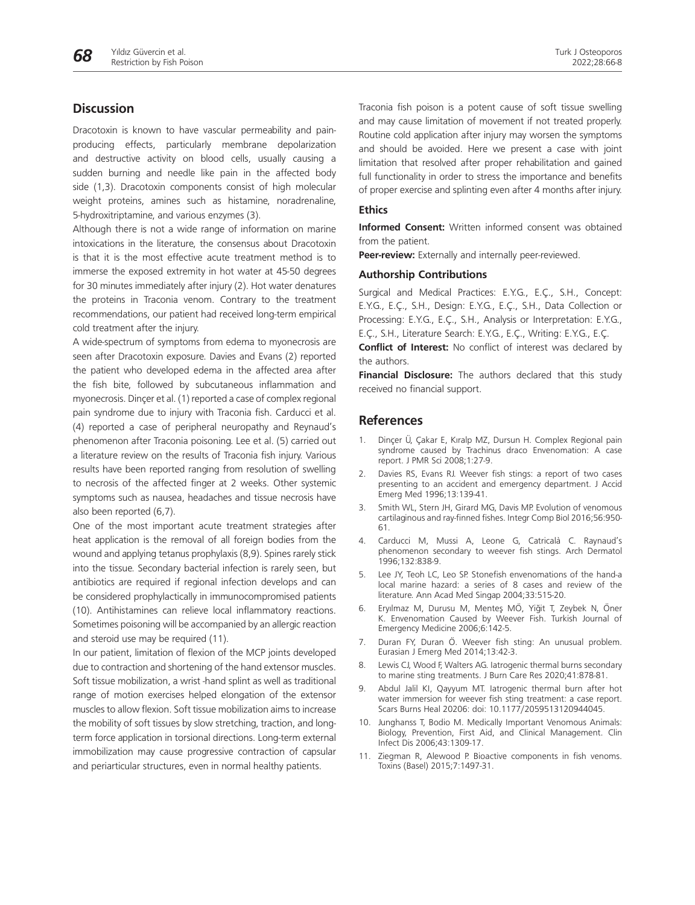## Discussion

Dracotoxin is known to have vascular permeability and pain-producing effects, particularly membrane depolarization and destructive activity on blood cells, usually causing a sudden burning and needle like pain in the affected body side (1,3). Dracotoxin components consist of high molecular weight proteins, amines such as histamine, noradrenaline, 5-hydroxitriptamine, and various enzymes (3).

Although there is not a wide range of information on marine intoxications in the literature, the consensus about Dracotoxin is that it is the most effective acute treatment method is to immerse the exposed extremity in hot water at 45-50 degrees for 30 minutes immediately after injury (2). Hot water denatures the proteins in Traconia venom. Contrary to the treatment recommendations, our patient had received long-term empirical cold treatment after the injury.

A wide-spectrum of symptoms from edema to myonecrosis are seen after Dracotoxin exposure. Davies and Evans (2) reported the patient who developed edema in the affected area after the fish bite, followed by subcutaneous inflammation and myonecrosis. Dinçer et al. (1) reported a case of complex regional pain syndrome due to injury with Traconia fish. Carducci et al. (4) reported a case of peripheral neuropathy and Reynaud's phenomenon after Traconia poisoning. Lee et al. (5) carried out a literature review on the results of Traconia fish injury. Various results have been reported ranging from resolution of swelling to necrosis of the affected finger at 2 weeks. Other systemic symptoms such as nausea, headaches and tissue necrosis have also been reported (6,7).

One of the most important acute treatment strategies after heat application is the removal of all foreign bodies from the wound and applying tetanus prophylaxis (8,9). Spines rarely stick into the tissue. Secondary bacterial infection is rarely seen, but antibiotics are required if regional infection develops and can be considered prophylactically in immunocompromised patients (10). Antihistamines can relieve local inflammatory reactions. Sometimes poisoning will be accompanied by an allergic reaction and steroid use may be required (11).

In our patient, limitation of flexion of the MCP joints developed due to contraction and shortening of the hand extensor muscles. Soft tissue mobilization, a wrist -hand splint as well as traditional range of motion exercises helped elongation of the extensor muscles to allow flexion. Soft tissue mobilization aims to increase the mobility of soft tissues by slow stretching, traction, and long-term force application in torsional directions. Long-term external immobilization may cause progressive contraction of capsular and periarticular structures, even in normal healthy patients.

Traconia fish poison is a potent cause of soft tissue swelling and may cause limitation of movement if not treated properly. Routine cold application after injury may worsen the symptoms and should be avoided. Here we present a case with joint limitation that resolved after proper rehabilitation and gained full functionality in order to stress the importance and benefits of proper exercise and splinting even after 4 months after injury.

### Ethics

**Informed Consent:** Written informed consent was obtained from the patient.

**Peer-review:** Externally and internally peer-reviewed.

### Authorship Contributions

Surgical and Medical Practices: E.Y.G., E.Ç., S.H., Concept: E.Y.G., E.Ç., S.H., Design: E.Y.G., E.Ç., S.H., Data Collection or Processing: E.Y.G., E.Ç., S.H., Analysis or Interpretation: E.Y.G., E.Ç., S.H., Literature Search: E.Y.G., E.Ç., Writing: E.Y.G., E.Ç.

**Conflict of Interest:** No conflict of interest was declared by the authors.

**Financial Disclosure:** The authors declared that this study received no financial support.

## References

1. Dinçer Ü, Çakar E, Kıralp MZ, Dursun H. Complex Regional pain syndrome caused by Trachinus draco Envenomation: A case report. J PMR Sci 2008;1:27-9.
2. Davies RS, Evans RJ. Weever fish stings: a report of two cases presenting to an accident and emergency department. J Accid Emerg Med 1996;13:139-41.
3. Smith WL, Stern JH, Girard MG, Davis MP. Evolution of venomous cartilaginous and ray-finned fishes. Integr Comp Biol 2016;56:950-61.
4. Carducci M, Mussi A, Leone G, Catricalà C. Raynaud's phenomenon secondary to weever fish stings. Arch Dermatol 1996;132:838-9.
5. Lee JY, Teoh LC, Leo SP. Stonefish envenomations of the hand-a local marine hazard: a series of 8 cases and review of the literature. Ann Acad Med Singap 2004;33:515-20.
6. Eryılmaz M, Durusu M, Menteş MÖ, Yiğit T, Zeybek N, Öner K. Envenomation Caused by Weever Fish. Turkish Journal of Emergency Medicine 2006;6:142-5.
7. Duran FY, Duran Ö. Weever fish sting: An unusual problem. Eurasian J Emerg Med 2014;13:42-3.
8. Lewis CJ, Wood F, Walters AG. Iatrogenic thermal burns secondary to marine sting treatments. J Burn Care Res 2020;41:878-81.
9. Abdul Jalil KI, Qayyum MT. Iatrogenic thermal burn after hot water immersion for weever fish sting treatment: a case report. Scars Burns Heal 20206: doi: 10.1177/2059513120944045.
10. Junghanss T, Bodio M. Medically Important Venomous Animals: Biology, Prevention, First Aid, and Clinical Management. Clin Infect Dis 2006;43:1309-17.
11. Ziegman R, Alewood P. Bioactive components in fish venoms. Toxins (Basel) 2015;7:1497-31.